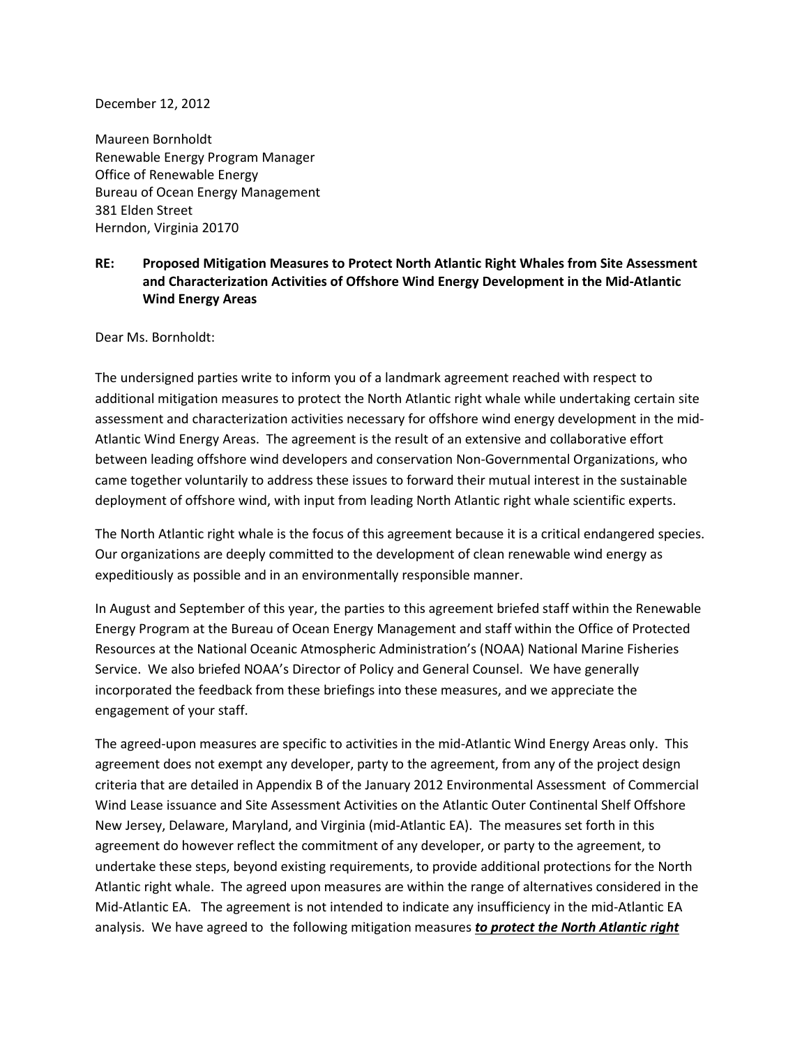December 12, 2012

Maureen Bornholdt
Renewable Energy Program Manager
Office of Renewable Energy
Bureau of Ocean Energy Management
381 Elden Street
Herndon, Virginia 20170

**RE: Proposed Mitigation Measures to Protect North Atlantic Right Whales from Site Assessment and Characterization Activities of Offshore Wind Energy Development in the Mid-Atlantic Wind Energy Areas**

Dear Ms. Bornholdt:

The undersigned parties write to inform you of a landmark agreement reached with respect to additional mitigation measures to protect the North Atlantic right whale while undertaking certain site assessment and characterization activities necessary for offshore wind energy development in the mid-Atlantic Wind Energy Areas. The agreement is the result of an extensive and collaborative effort between leading offshore wind developers and conservation Non-Governmental Organizations, who came together voluntarily to address these issues to forward their mutual interest in the sustainable deployment of offshore wind, with input from leading North Atlantic right whale scientific experts.

The North Atlantic right whale is the focus of this agreement because it is a critical endangered species. Our organizations are deeply committed to the development of clean renewable wind energy as expeditiously as possible and in an environmentally responsible manner.

In August and September of this year, the parties to this agreement briefed staff within the Renewable Energy Program at the Bureau of Ocean Energy Management and staff within the Office of Protected Resources at the National Oceanic Atmospheric Administration's (NOAA) National Marine Fisheries Service. We also briefed NOAA's Director of Policy and General Counsel. We have generally incorporated the feedback from these briefings into these measures, and we appreciate the engagement of your staff.

The agreed-upon measures are specific to activities in the mid-Atlantic Wind Energy Areas only. This agreement does not exempt any developer, party to the agreement, from any of the project design criteria that are detailed in Appendix B of the January 2012 Environmental Assessment of Commercial Wind Lease issuance and Site Assessment Activities on the Atlantic Outer Continental Shelf Offshore New Jersey, Delaware, Maryland, and Virginia (mid-Atlantic EA). The measures set forth in this agreement do however reflect the commitment of any developer, or party to the agreement, to undertake these steps, beyond existing requirements, to provide additional protections for the North Atlantic right whale. The agreed upon measures are within the range of alternatives considered in the Mid-Atlantic EA. The agreement is not intended to indicate any insufficiency in the mid-Atlantic EA analysis. We have agreed to the following mitigation measures ***to protect the North Atlantic right***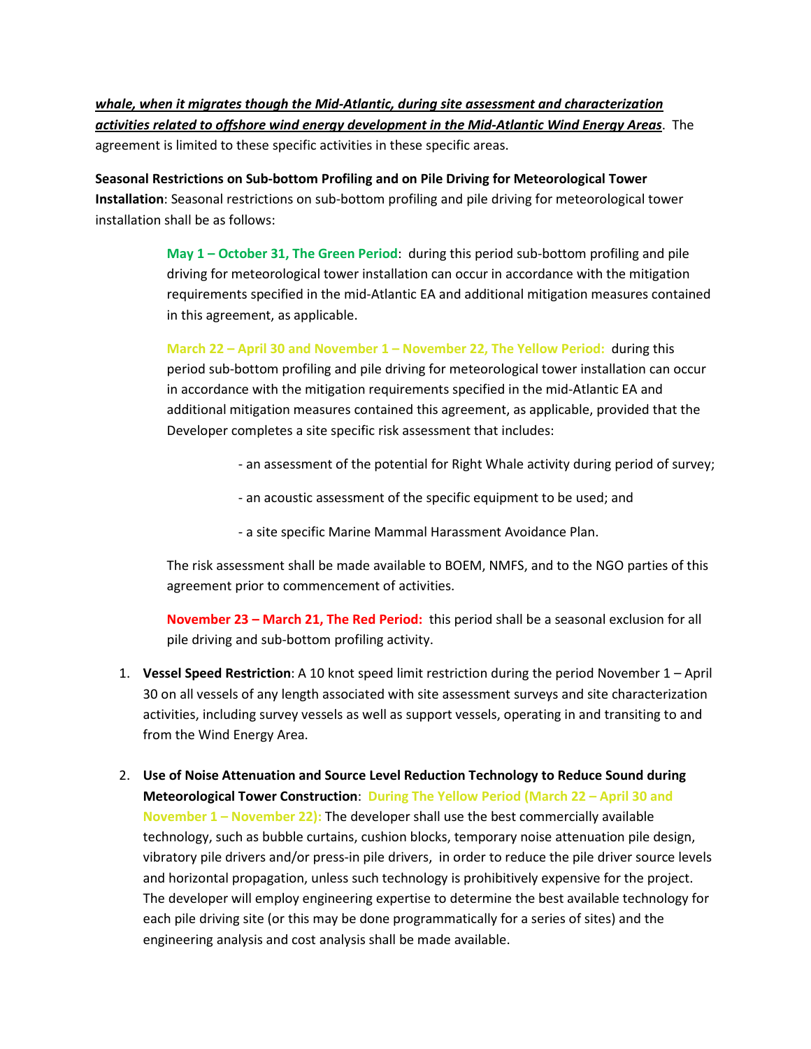***whale, when it migrates though the Mid-Atlantic, during site assessment and characterization activities related to offshore wind energy development in the Mid-Atlantic Wind Energy Areas***. The agreement is limited to these specific activities in these specific areas.

**Seasonal Restrictions on Sub-bottom Profiling and on Pile Driving for Meteorological Tower Installation**: Seasonal restrictions on sub-bottom profiling and pile driving for meteorological tower installation shall be as follows:

> **May 1 – October 31, The Green Period**: during this period sub-bottom profiling and pile driving for meteorological tower installation can occur in accordance with the mitigation requirements specified in the mid-Atlantic EA and additional mitigation measures contained in this agreement, as applicable.
>
> **March 22 – April 30 and November 1 – November 22, The Yellow Period:** during this period sub-bottom profiling and pile driving for meteorological tower installation can occur in accordance with the mitigation requirements specified in the mid-Atlantic EA and additional mitigation measures contained this agreement, as applicable, provided that the Developer completes a site specific risk assessment that includes:
>
> - an assessment of the potential for Right Whale activity during period of survey;
> - an acoustic assessment of the specific equipment to be used; and
> - a site specific Marine Mammal Harassment Avoidance Plan.
>
> The risk assessment shall be made available to BOEM, NMFS, and to the NGO parties of this agreement prior to commencement of activities.
>
> **November 23 – March 21, The Red Period:** this period shall be a seasonal exclusion for all pile driving and sub-bottom profiling activity.

1. **Vessel Speed Restriction**: A 10 knot speed limit restriction during the period November 1 – April 30 on all vessels of any length associated with site assessment surveys and site characterization activities, including survey vessels as well as support vessels, operating in and transiting to and from the Wind Energy Area.

2. **Use of Noise Attenuation and Source Level Reduction Technology to Reduce Sound during Meteorological Tower Construction**: **During The Yellow Period (March 22 – April 30 and November 1 – November 22):** The developer shall use the best commercially available technology, such as bubble curtains, cushion blocks, temporary noise attenuation pile design, vibratory pile drivers and/or press-in pile drivers, in order to reduce the pile driver source levels and horizontal propagation, unless such technology is prohibitively expensive for the project. The developer will employ engineering expertise to determine the best available technology for each pile driving site (or this may be done programmatically for a series of sites) and the engineering analysis and cost analysis shall be made available.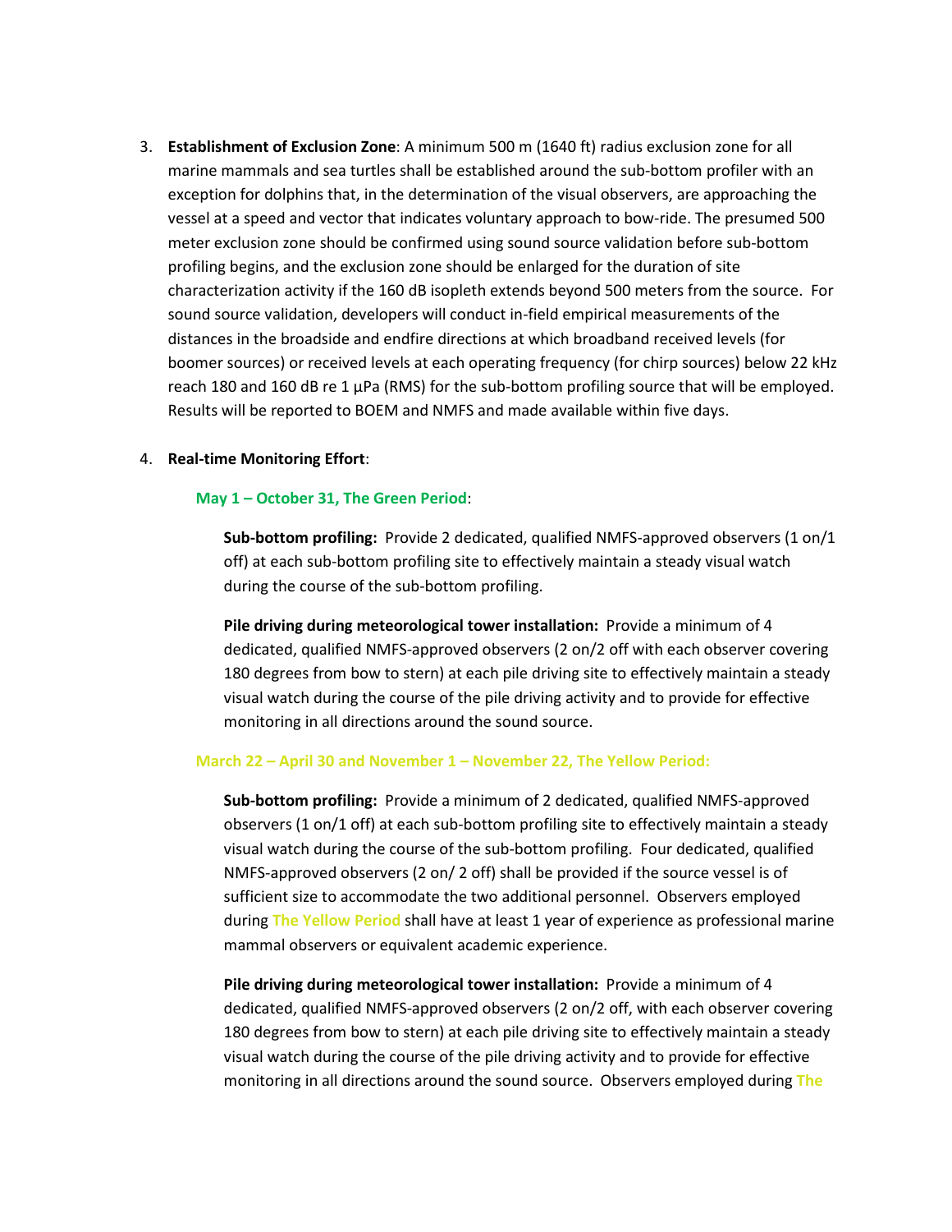3. **Establishment of Exclusion Zone**: A minimum 500 m (1640 ft) radius exclusion zone for all marine mammals and sea turtles shall be established around the sub-bottom profiler with an exception for dolphins that, in the determination of the visual observers, are approaching the vessel at a speed and vector that indicates voluntary approach to bow-ride. The presumed 500 meter exclusion zone should be confirmed using sound source validation before sub-bottom profiling begins, and the exclusion zone should be enlarged for the duration of site characterization activity if the 160 dB isopleth extends beyond 500 meters from the source. For sound source validation, developers will conduct in-field empirical measurements of the distances in the broadside and endfire directions at which broadband received levels (for boomer sources) or received levels at each operating frequency (for chirp sources) below 22 kHz reach 180 and 160 dB re 1 µPa (RMS) for the sub-bottom profiling source that will be employed. Results will be reported to BOEM and NMFS and made available within five days.

4. **Real-time Monitoring Effort**:

   **May 1 – October 31, The Green Period**:

   **Sub-bottom profiling:** Provide 2 dedicated, qualified NMFS-approved observers (1 on/1 off) at each sub-bottom profiling site to effectively maintain a steady visual watch during the course of the sub-bottom profiling.

   **Pile driving during meteorological tower installation:** Provide a minimum of 4 dedicated, qualified NMFS-approved observers (2 on/2 off with each observer covering 180 degrees from bow to stern) at each pile driving site to effectively maintain a steady visual watch during the course of the pile driving activity and to provide for effective monitoring in all directions around the sound source.

   **March 22 – April 30 and November 1 – November 22, The Yellow Period:**

   **Sub-bottom profiling:** Provide a minimum of 2 dedicated, qualified NMFS-approved observers (1 on/1 off) at each sub-bottom profiling site to effectively maintain a steady visual watch during the course of the sub-bottom profiling. Four dedicated, qualified NMFS-approved observers (2 on/ 2 off) shall be provided if the source vessel is of sufficient size to accommodate the two additional personnel. Observers employed during The Yellow Period shall have at least 1 year of experience as professional marine mammal observers or equivalent academic experience.

   **Pile driving during meteorological tower installation:** Provide a minimum of 4 dedicated, qualified NMFS-approved observers (2 on/2 off, with each observer covering 180 degrees from bow to stern) at each pile driving site to effectively maintain a steady visual watch during the course of the pile driving activity and to provide for effective monitoring in all directions around the sound source. Observers employed during The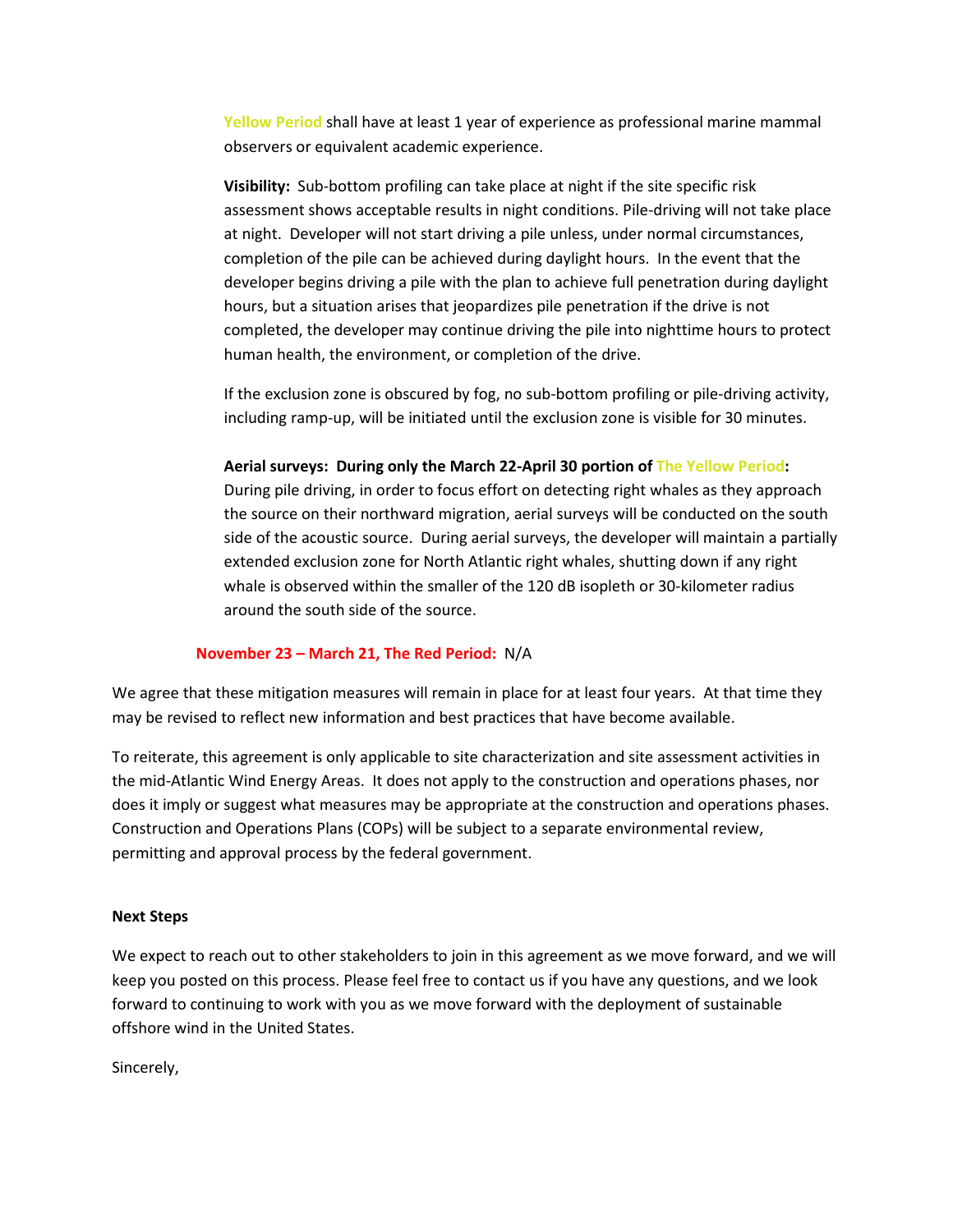Yellow Period shall have at least 1 year of experience as professional marine mammal observers or equivalent academic experience.

**Visibility:** Sub-bottom profiling can take place at night if the site specific risk assessment shows acceptable results in night conditions. Pile-driving will not take place at night. Developer will not start driving a pile unless, under normal circumstances, completion of the pile can be achieved during daylight hours. In the event that the developer begins driving a pile with the plan to achieve full penetration during daylight hours, but a situation arises that jeopardizes pile penetration if the drive is not completed, the developer may continue driving the pile into nighttime hours to protect human health, the environment, or completion of the drive.

If the exclusion zone is obscured by fog, no sub-bottom profiling or pile-driving activity, including ramp-up, will be initiated until the exclusion zone is visible for 30 minutes.

**Aerial surveys: During only the March 22-April 30 portion of The Yellow Period:** During pile driving, in order to focus effort on detecting right whales as they approach the source on their northward migration, aerial surveys will be conducted on the south side of the acoustic source. During aerial surveys, the developer will maintain a partially extended exclusion zone for North Atlantic right whales, shutting down if any right whale is observed within the smaller of the 120 dB isopleth or 30-kilometer radius around the south side of the source.

**November 23 – March 21, The Red Period:** N/A

We agree that these mitigation measures will remain in place for at least four years. At that time they may be revised to reflect new information and best practices that have become available.

To reiterate, this agreement is only applicable to site characterization and site assessment activities in the mid-Atlantic Wind Energy Areas. It does not apply to the construction and operations phases, nor does it imply or suggest what measures may be appropriate at the construction and operations phases. Construction and Operations Plans (COPs) will be subject to a separate environmental review, permitting and approval process by the federal government.

**Next Steps**

We expect to reach out to other stakeholders to join in this agreement as we move forward, and we will keep you posted on this process. Please feel free to contact us if you have any questions, and we look forward to continuing to work with you as we move forward with the deployment of sustainable offshore wind in the United States.

Sincerely,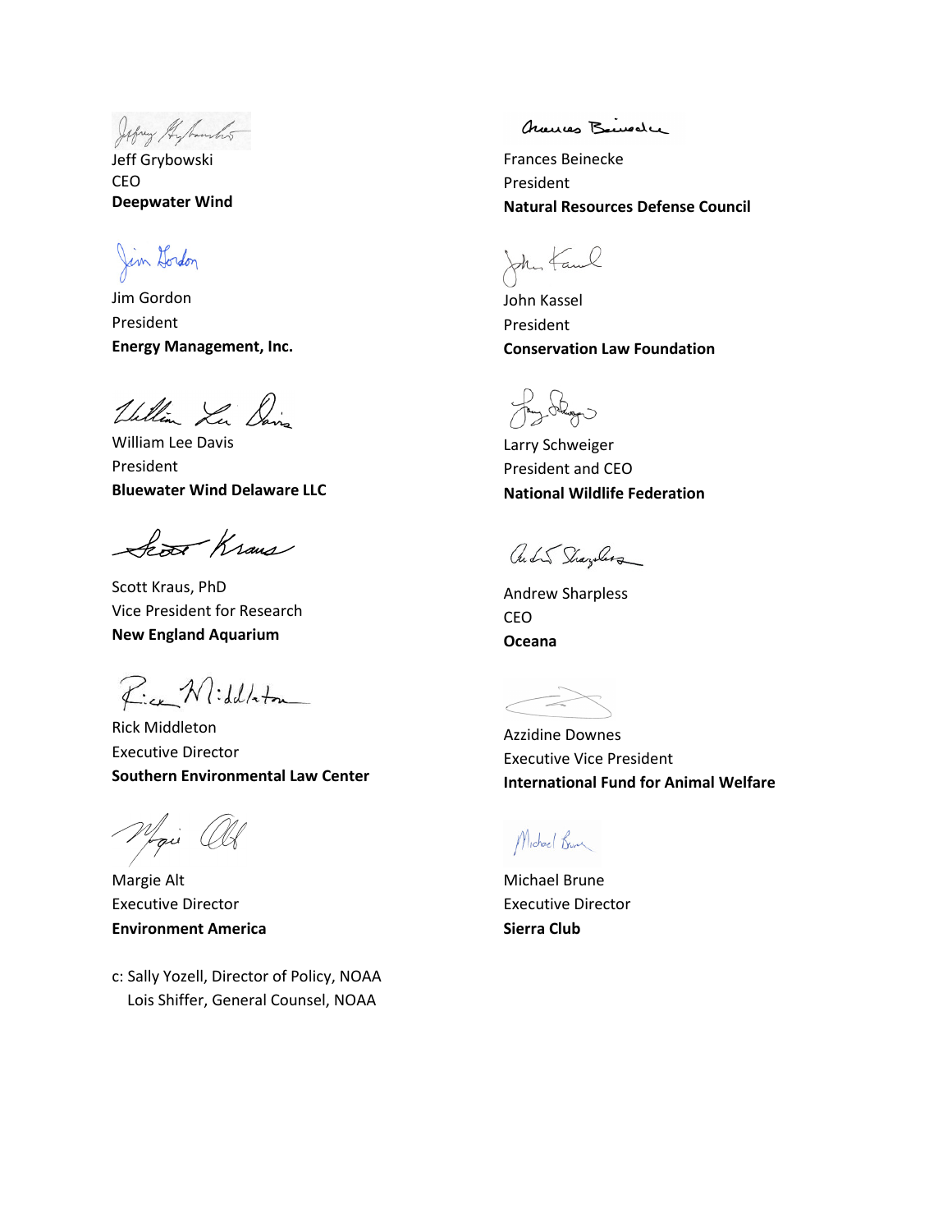Jeff Grybowski
CEO
**Deepwater Wind**

Jim Gordon
President
**Energy Management, Inc.**

William Lee Davis
President
**Bluewater Wind Delaware LLC**

Scott Kraus, PhD
Vice President for Research
**New England Aquarium**

Rick Middleton
Executive Director
**Southern Environmental Law Center**

Margie Alt
Executive Director
**Environment America**

Frances Beinecke
President
**Natural Resources Defense Council**

John Kassel
President
**Conservation Law Foundation**

Larry Schweiger
President and CEO
**National Wildlife Federation**

Andrew Sharpless
CEO
**Oceana**

Azzidine Downes
Executive Vice President
**International Fund for Animal Welfare**

Michael Brune
Executive Director
**Sierra Club**

c: Sally Yozell, Director of Policy, NOAA
Lois Shiffer, General Counsel, NOAA